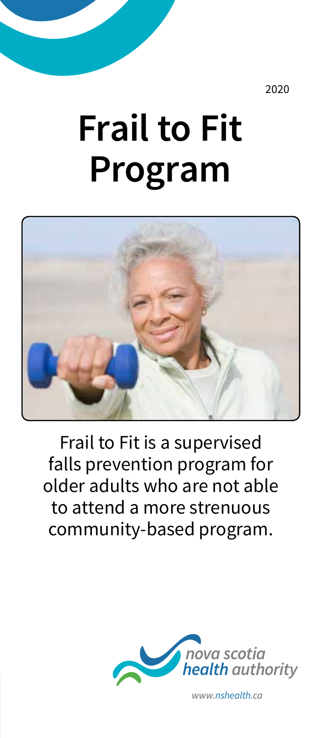2020

# Frail to Fit Program

Frail to Fit is a supervised falls prevention program for older adults who are not able to attend a more strenuous community-based program.

nova scotia health authority

www.nshealth.ca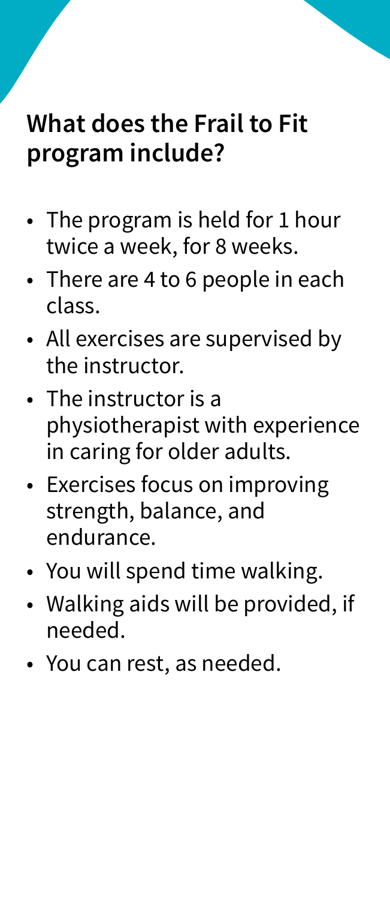## What does the Frail to Fit program include?

- The program is held for 1 hour twice a week, for 8 weeks.
- There are 4 to 6 people in each class.
- All exercises are supervised by the instructor.
- The instructor is a physiotherapist with experience in caring for older adults.
- Exercises focus on improving strength, balance, and endurance.
- You will spend time walking.
- Walking aids will be provided, if needed.
- You can rest, as needed.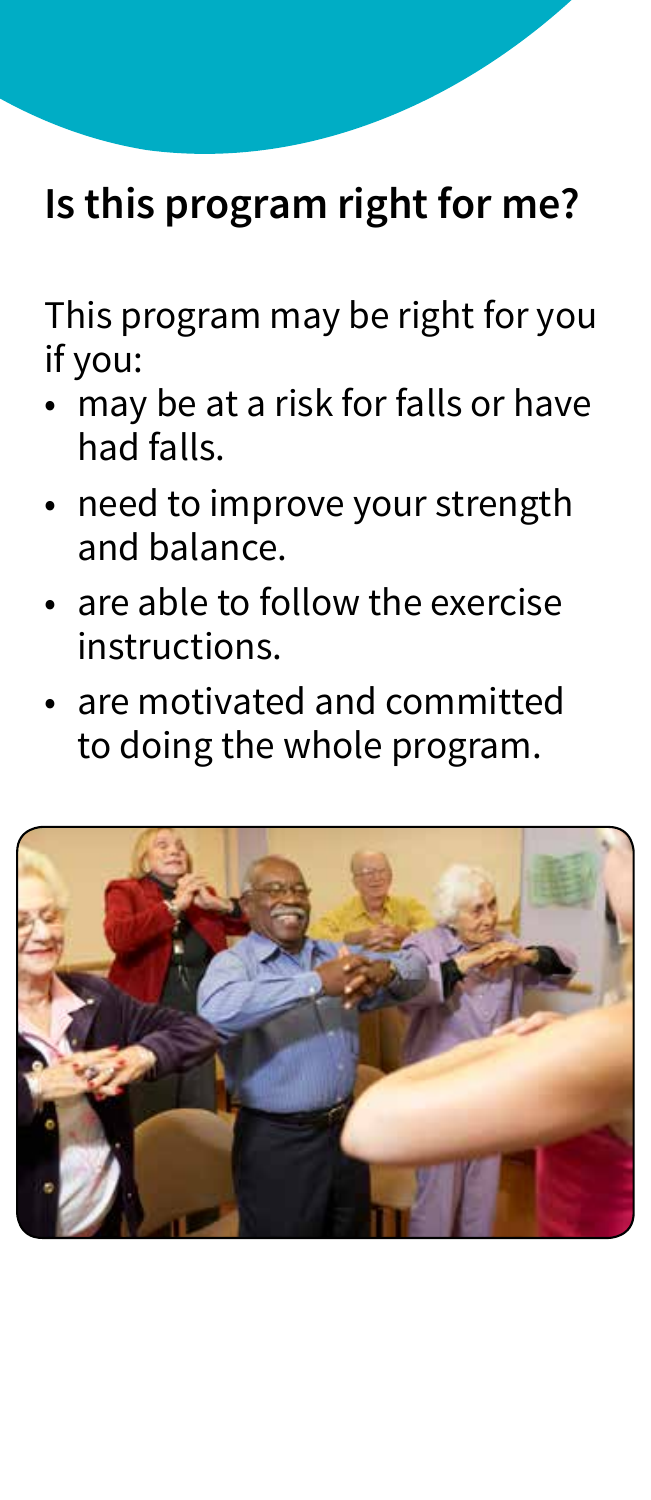## Is this program right for me?

This program may be right for you if you:

- may be at a risk for falls or have had falls.
- need to improve your strength and balance.
- are able to follow the exercise instructions.
- are motivated and committed to doing the whole program.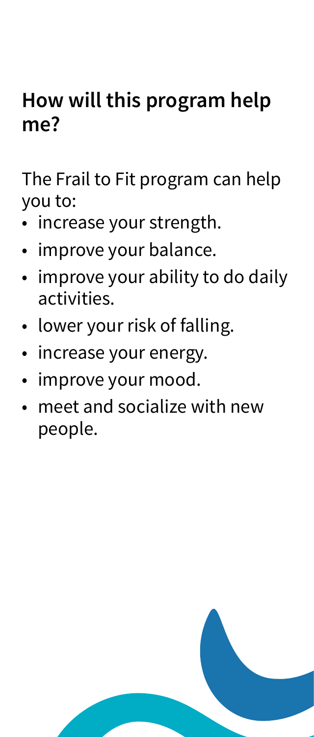## How will this program help me?

The Frail to Fit program can help you to:

- increase your strength.
- improve your balance.
- improve your ability to do daily activities.
- lower your risk of falling.
- increase your energy.
- improve your mood.
- meet and socialize with new people.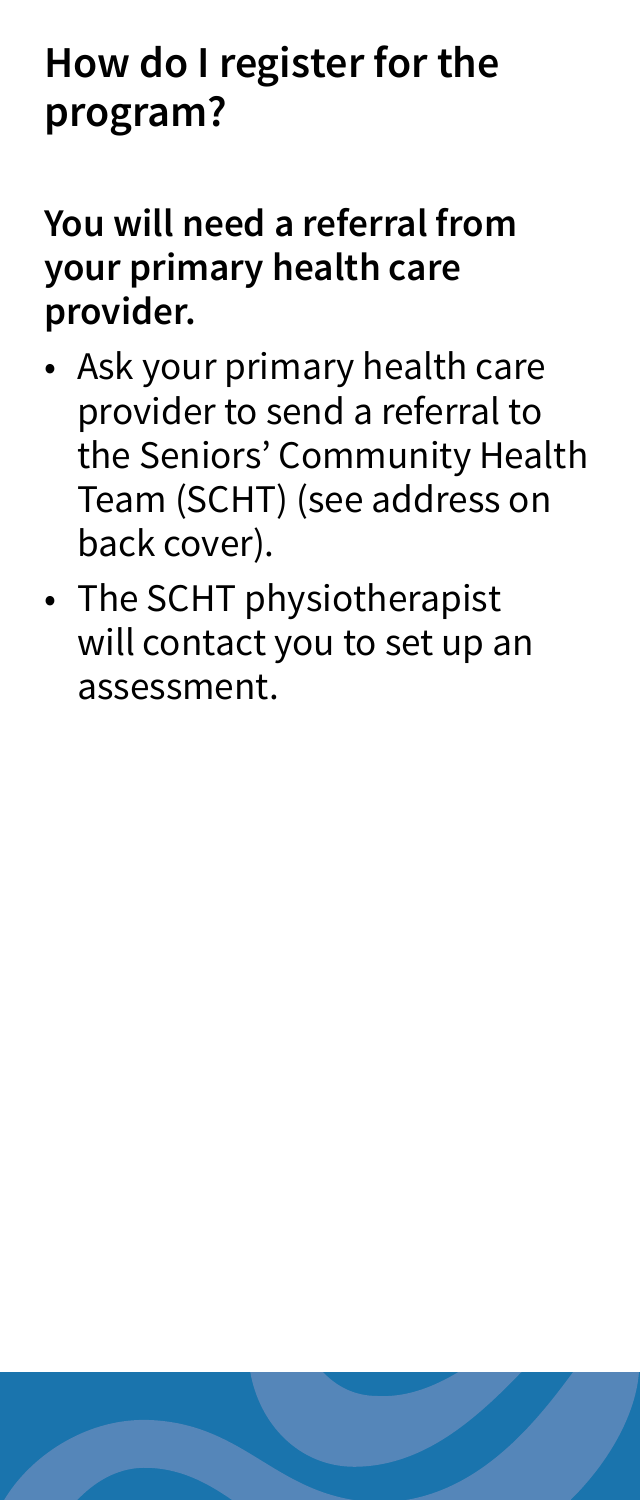## How do I register for the program?

**You will need a referral from your primary health care provider.**

- Ask your primary health care provider to send a referral to the Seniors' Community Health Team (SCHT) (see address on back cover).
- The SCHT physiotherapist will contact you to set up an assessment.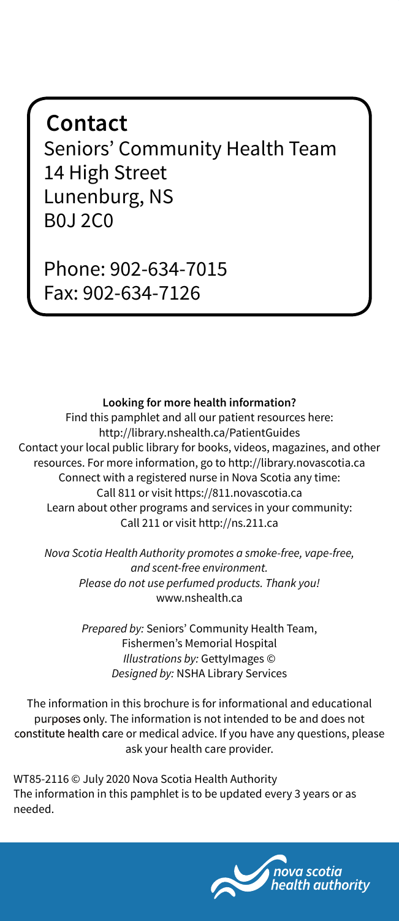## Contact

Seniors' Community Health Team
14 High Street
Lunenburg, NS
B0J 2C0

Phone: 902-634-7015
Fax: 902-634-7126

**Looking for more health information?**

Find this pamphlet and all our patient resources here: http://library.nshealth.ca/PatientGuides

Contact your local public library for books, videos, magazines, and other resources. For more information, go to http://library.novascotia.ca

Connect with a registered nurse in Nova Scotia any time: Call 811 or visit https://811.novascotia.ca

Learn about other programs and services in your community: Call 211 or visit http://ns.211.ca

*Nova Scotia Health Authority promotes a smoke-free, vape-free, and scent-free environment. Please do not use perfumed products. Thank you!*
www.nshealth.ca

*Prepared by:* Seniors' Community Health Team, Fishermen's Memorial Hospital
*Illustrations by:* GettyImages ©
*Designed by:* NSHA Library Services

The information in this brochure is for informational and educational purposes only. The information is not intended to be and does not constitute health care or medical advice. If you have any questions, please ask your health care provider.

WT85-2116 © July 2020 Nova Scotia Health Authority
The information in this pamphlet is to be updated every 3 years or as needed.

nova scotia health authority